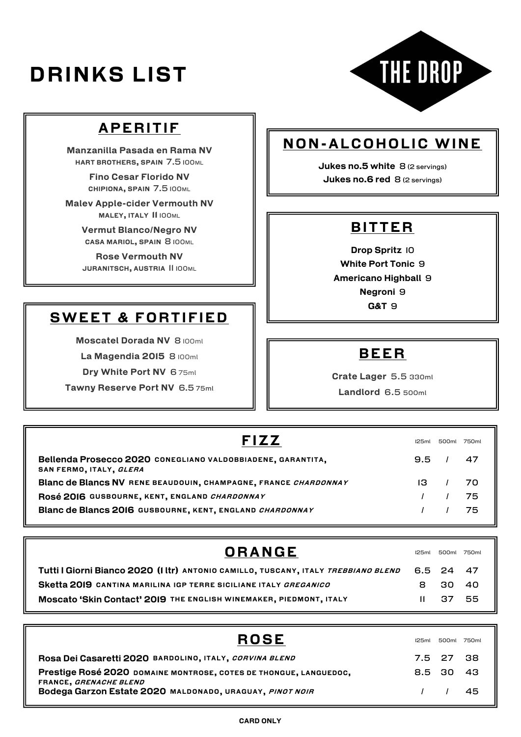# DRINKS LIST

THE DROP

## APERITIF

**Manzanilla Pasada en Rama NV**
HART BROTHERS, SPAIN 7.5 100ML

**Fino Cesar Florido NV**
CHIPIONA, SPAIN 7.5 100ML

**Malev Apple-cider Vermouth NV**
MALEY, ITALY 11 100ML

**Vermut Blanco/Negro NV**
CASA MARIOL, SPAIN 8 100ML

**Rose Vermouth NV**
JURANITSCH, AUSTRIA 11 100ML

## SWEET & FORTIFIED

**Moscatel Dorada NV** 8 100ml

**La Magendia 2015** 8 100ml

**Dry White Port NV** 6 75ml

**Tawny Reserve Port NV** 6.5 75ml

## NON-ALCOHOLIC WINE

**Jukes no.5 white** 8 (2 servings)

**Jukes no.6 red** 8 (2 servings)

## BITTER

**Drop Spritz** 10

**White Port Tonic** 9

**Americano Highball** 9

**Negroni** 9

**G&T** 9

## BEER

**Crate Lager** 5.5 330ml

**Landlord** 6.5 500ml

## FIZZ

| FIZZ | 125ml | 500ml | 750ml |
|---|---|---|---|
| **Bellenda Prosecco 2020** CONEGLIANO VALDOBBIADENE, GARANTITA, SAN FERMO, ITALY, *GLERA* | 9.5 | / | 47 |
| **Blanc de Blancs NV** RENE BEAUDOUIN, CHAMPAGNE, FRANCE *CHARDONNAY* | 13 | / | 70 |
| **Rosé 2016** GUSBOURNE, KENT, ENGLAND *CHARDONNAY* | / | / | 75 |
| **Blanc de Blancs 2016** GUSBOURNE, KENT, ENGLAND *CHARDONNAY* | / | / | 75 |

## ORANGE

| ORANGE | 125ml | 500ml | 750ml |
|---|---|---|---|
| **Tutti I Giorni Bianco 2020 (1 ltr)** ANTONIO CAMILLO, TUSCANY, ITALY *TREBBIANO BLEND* | 6.5 | 24 | 47 |
| **Sketta 2019** CANTINA MARILINA IGP TERRE SICILIANE ITALY *GRECANICO* | 8 | 30 | 40 |
| **Moscato 'Skin Contact' 2019** THE ENGLISH WINEMAKER, PIEDMONT, ITALY | 11 | 37 | 55 |

## ROSE

| ROSE | 125ml | 500ml | 750ml |
|---|---|---|---|
| **Rosa Dei Casaretti 2020** BARDOLINO, ITALY, *CORVINA BLEND* | 7.5 | 27 | 38 |
| **Prestige Rosé 2020** DOMAINE MONTROSE, COTES DE THONGUE, LANGUEDOC, FRANCE, *GRENACHE BLEND* | 8.5 | 30 | 43 |
| **Bodega Garzon Estate 2020** MALDONADO, URAGUAY, *PINOT NOIR* | / | / | 45 |

CARD ONLY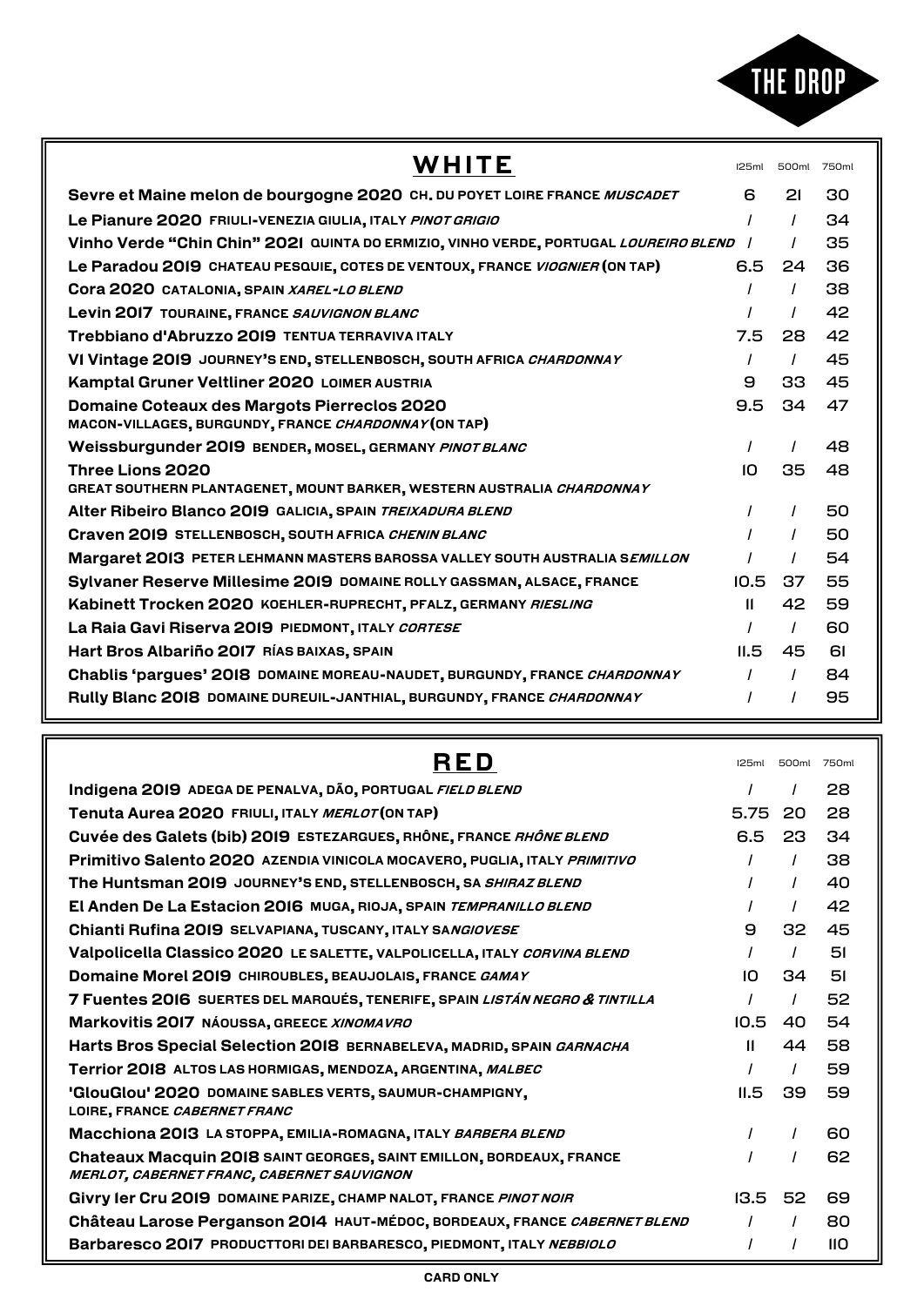THE DROP

## WHITE

| | 125ml | 500ml | 750ml |
|---|---|---|---|
| **Sevre et Maine melon de bourgogne 2020** CH. DU POYET LOIRE FRANCE *MUSCADET* | 6 | 21 | 30 |
| **Le Pianure 2020** FRIULI-VENEZIA GIULIA, ITALY *PINOT GRIGIO* | / | / | 34 |
| **Vinho Verde "Chin Chin" 2021** QUINTA DO ERMIZIO, VINHO VERDE, PORTUGAL *LOUREIRO BLEND* | / | / | 35 |
| **Le Paradou 2019** CHATEAU PESQUIE, COTES DE VENTOUX, FRANCE *VIOGNIER* (ON TAP) | 6.5 | 24 | 36 |
| **Cora 2020** CATALONIA, SPAIN *XAREL-LO BLEND* | / | / | 38 |
| **Levin 2017** TOURAINE, FRANCE *SAUVIGNON BLANC* | / | / | 42 |
| **Trebbiano d'Abruzzo 2019** TENTUA TERRAVIVA ITALY | 7.5 | 28 | 42 |
| **VI Vintage 2019** JOURNEY'S END, STELLENBOSCH, SOUTH AFRICA *CHARDONNAY* | / | / | 45 |
| **Kamptal Gruner Veltliner 2020** LOIMER AUSTRIA | 9 | 33 | 45 |
| **Domaine Coteaux des Margots Pierreclos 2020** MACON-VILLAGES, BURGUNDY, FRANCE *CHARDONNAY* (ON TAP) | 9.5 | 34 | 47 |
| **Weissburgunder 2019** BENDER, MOSEL, GERMANY *PINOT BLANC* | / | / | 48 |
| **Three Lions 2020** GREAT SOUTHERN PLANTAGENET, MOUNT BARKER, WESTERN AUSTRALIA *CHARDONNAY* | 10 | 35 | 48 |
| **Alter Ribeiro Blanco 2019** GALICIA, SPAIN *TREIXADURA BLEND* | / | / | 50 |
| **Craven 2019** STELLENBOSCH, SOUTH AFRICA *CHENIN BLANC* | / | / | 50 |
| **Margaret 2013** PETER LEHMANN MASTERS BAROSSA VALLEY SOUTH AUSTRALIA *SEMILLON* | / | / | 54 |
| **Sylvaner Reserve Millesime 2019** DOMAINE ROLLY GASSMAN, ALSACE, FRANCE | 10.5 | 37 | 55 |
| **Kabinett Trocken 2020** KOEHLER-RUPRECHT, PFALZ, GERMANY *RIESLING* | 11 | 42 | 59 |
| **La Raia Gavi Riserva 2019** PIEDMONT, ITALY *CORTESE* | / | / | 60 |
| **Hart Bros Albariño 2017** RÍAS BAIXAS, SPAIN | 11.5 | 45 | 61 |
| **Chablis 'pargues' 2018** DOMAINE MOREAU-NAUDET, BURGUNDY, FRANCE *CHARDONNAY* | / | / | 84 |
| **Rully Blanc 2018** DOMAINE DUREUIL-JANTHIAL, BURGUNDY, FRANCE *CHARDONNAY* | / | / | 95 |

## RED

| | 125ml | 500ml | 750ml |
|---|---|---|---|
| **Indigena 2019** ADEGA DE PENALVA, DÃO, PORTUGAL *FIELD BLEND* | / | / | 28 |
| **Tenuta Aurea 2020** FRIULI, ITALY *MERLOT* (ON TAP) | 5.75 | 20 | 28 |
| **Cuvée des Galets (bib) 2019** ESTEZARGUES, RHÔNE, FRANCE *RHÔNE BLEND* | 6.5 | 23 | 34 |
| **Primitivo Salento 2020** AZENDIA VINICOLA MOCAVERO, PUGLIA, ITALY *PRIMITIVO* | / | / | 38 |
| **The Huntsman 2019** JOURNEY'S END, STELLENBOSCH, SA *SHIRAZ BLEND* | / | / | 40 |
| **El Anden De La Estacion 2016** MUGA, RIOJA, SPAIN *TEMPRANILLO BLEND* | / | / | 42 |
| **Chianti Rufina 2019** SELVAPIANA, TUSCANY, ITALY *SANGIOVESE* | 9 | 32 | 45 |
| **Valpolicella Classico 2020** LE SALETTE, VALPOLICELLA, ITALY *CORVINA BLEND* | / | / | 51 |
| **Domaine Morel 2019** CHIROUBLES, BEAUJOLAIS, FRANCE *GAMAY* | 10 | 34 | 51 |
| **7 Fuentes 2016** SUERTES DEL MARQUÉS, TENERIFE, SPAIN *LISTÁN NEGRO & TINTILLA* | / | / | 52 |
| **Markovitis 2017** NÁOUSSA, GREECE *XINOMAVRO* | 10.5 | 40 | 54 |
| **Harts Bros Special Selection 2018** BERNABELEVA, MADRID, SPAIN *GARNACHA* | 11 | 44 | 58 |
| **Terrior 2018** ALTOS LAS HORMIGAS, MENDOZA, ARGENTINA, *MALBEC* | / | / | 59 |
| **'GlouGlou' 2020** DOMAINE SABLES VERTS, SAUMUR-CHAMPIGNY, LOIRE, FRANCE *CABERNET FRANC* | 11.5 | 39 | 59 |
| **Macchiona 2013** LA STOPPA, EMILIA-ROMAGNA, ITALY *BARBERA BLEND* | / | / | 60 |
| **Chateaux Macquin 2018** SAINT GEORGES, SAINT EMILLON, BORDEAUX, FRANCE *MERLOT, CABERNET FRANC, CABERNET SAUVIGNON* | / | / | 62 |
| **Givry 1er Cru 2019** DOMAINE PARIZE, CHAMP NALOT, FRANCE *PINOT NOIR* | 13.5 | 52 | 69 |
| **Château Larose Perganson 2014** HAUT-MÉDOC, BORDEAUX, FRANCE *CABERNET BLEND* | / | / | 80 |
| **Barbaresco 2017** PRODUCTTORI DEI BARBARESCO, PIEDMONT, ITALY *NEBBIOLO* | / | / | 110 |

CARD ONLY